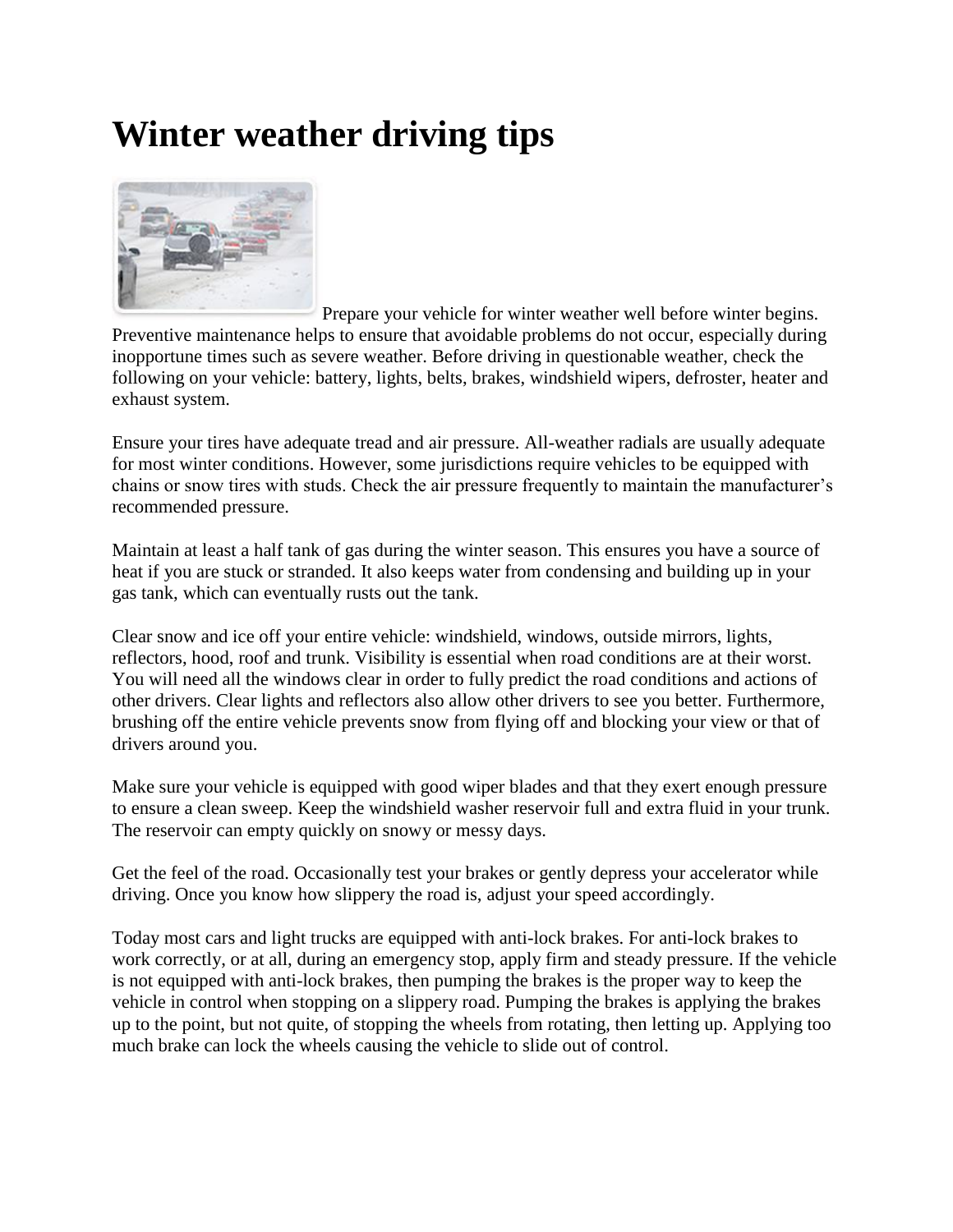# Winter weather driving tips

Prepare your vehicle for winter weather well before winter begins. Preventive maintenance helps to ensure that avoidable problems do not occur, especially during inopportune times such as severe weather. Before driving in questionable weather, check the following on your vehicle: battery, lights, belts, brakes, windshield wipers, defroster, heater and exhaust system.

Ensure your tires have adequate tread and air pressure. All-weather radials are usually adequate for most winter conditions. However, some jurisdictions require vehicles to be equipped with chains or snow tires with studs. Check the air pressure frequently to maintain the manufacturer's recommended pressure.

Maintain at least a half tank of gas during the winter season. This ensures you have a source of heat if you are stuck or stranded. It also keeps water from condensing and building up in your gas tank, which can eventually rusts out the tank.

Clear snow and ice off your entire vehicle: windshield, windows, outside mirrors, lights, reflectors, hood, roof and trunk. Visibility is essential when road conditions are at their worst. You will need all the windows clear in order to fully predict the road conditions and actions of other drivers. Clear lights and reflectors also allow other drivers to see you better. Furthermore, brushing off the entire vehicle prevents snow from flying off and blocking your view or that of drivers around you.

Make sure your vehicle is equipped with good wiper blades and that they exert enough pressure to ensure a clean sweep. Keep the windshield washer reservoir full and extra fluid in your trunk. The reservoir can empty quickly on snowy or messy days.

Get the feel of the road. Occasionally test your brakes or gently depress your accelerator while driving. Once you know how slippery the road is, adjust your speed accordingly.

Today most cars and light trucks are equipped with anti-lock brakes. For anti-lock brakes to work correctly, or at all, during an emergency stop, apply firm and steady pressure. If the vehicle is not equipped with anti-lock brakes, then pumping the brakes is the proper way to keep the vehicle in control when stopping on a slippery road. Pumping the brakes is applying the brakes up to the point, but not quite, of stopping the wheels from rotating, then letting up. Applying too much brake can lock the wheels causing the vehicle to slide out of control.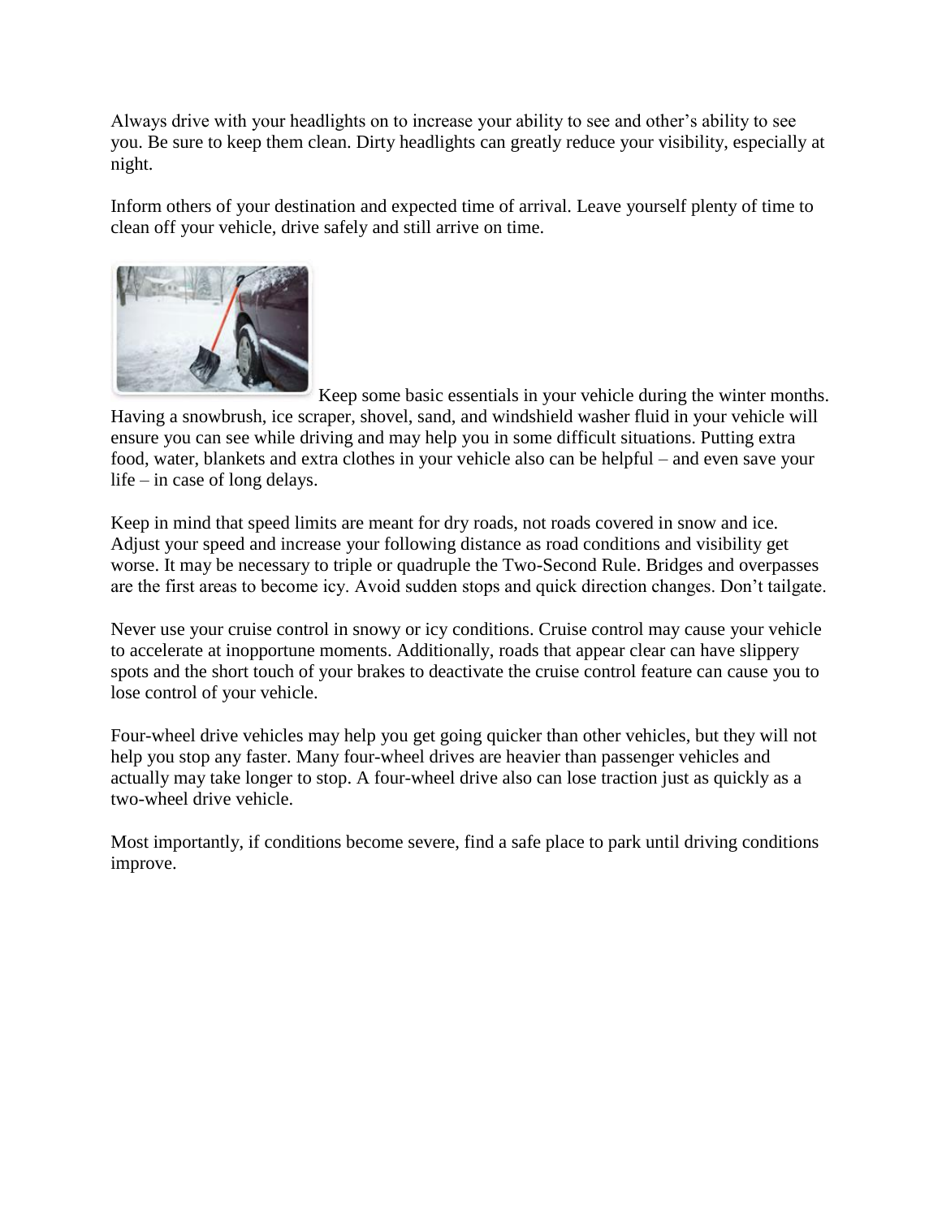Always drive with your headlights on to increase your ability to see and other's ability to see you. Be sure to keep them clean. Dirty headlights can greatly reduce your visibility, especially at night.

Inform others of your destination and expected time of arrival. Leave yourself plenty of time to clean off your vehicle, drive safely and still arrive on time.

Keep some basic essentials in your vehicle during the winter months. Having a snowbrush, ice scraper, shovel, sand, and windshield washer fluid in your vehicle will ensure you can see while driving and may help you in some difficult situations. Putting extra food, water, blankets and extra clothes in your vehicle also can be helpful – and even save your life – in case of long delays.

Keep in mind that speed limits are meant for dry roads, not roads covered in snow and ice. Adjust your speed and increase your following distance as road conditions and visibility get worse. It may be necessary to triple or quadruple the Two-Second Rule. Bridges and overpasses are the first areas to become icy. Avoid sudden stops and quick direction changes. Don't tailgate.

Never use your cruise control in snowy or icy conditions. Cruise control may cause your vehicle to accelerate at inopportune moments. Additionally, roads that appear clear can have slippery spots and the short touch of your brakes to deactivate the cruise control feature can cause you to lose control of your vehicle.

Four-wheel drive vehicles may help you get going quicker than other vehicles, but they will not help you stop any faster. Many four-wheel drives are heavier than passenger vehicles and actually may take longer to stop. A four-wheel drive also can lose traction just as quickly as a two-wheel drive vehicle.

Most importantly, if conditions become severe, find a safe place to park until driving conditions improve.